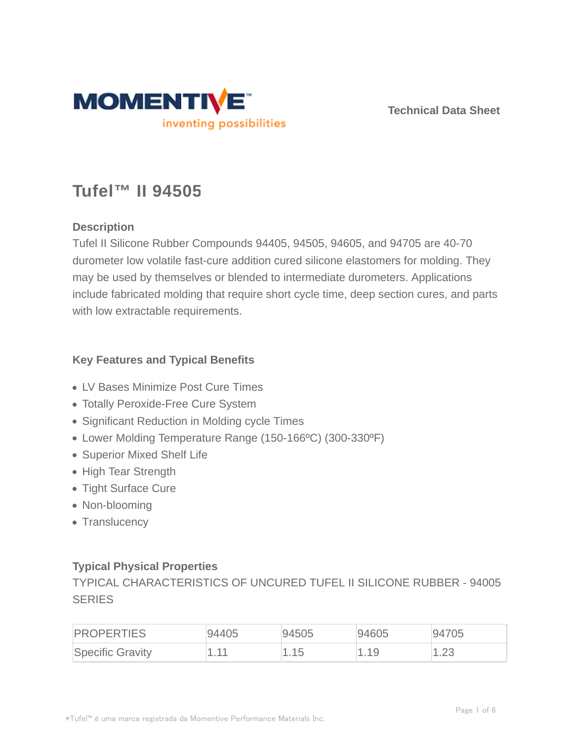Technical Data Sheet

# Tufel™ II 94505

## Description

Tufel II Silicone Rubber Compounds 94405, 94505, 94605, and 94705 are 40-70 durometer low volatile fast-cure addition cured silicone elastomers for molding. They may be used by themselves or blended to intermediate durometers. Applications include fabricated molding that require short cycle time, deep section cures, and parts with low extractable requirements.

## Key Features and Typical Benefits

- LV Bases Minimize Post Cure Times
- Totally Peroxide-Free Cure System
- Significant Reduction in Molding cycle Times
- Lower Molding Temperature Range (150-166ºC) (300-330ºF)
- Superior Mixed Shelf Life
- High Tear Strength
- Tight Surface Cure
- Non-blooming
- Translucency

## Typical Physical Properties

TYPICAL CHARACTERISTICS OF UNCURED TUFEL II SILICONE RUBBER - 94005 SERIES

| PROPERTIES | 94405 | 94505 | 94605 | 94705 |
| --- | --- | --- | --- | --- |
| Specific Gravity | 1.11 | 1.15 | 1.19 | 1.23 |

*Tufel™ é uma marca registrada da Momentive Performance Materials Inc.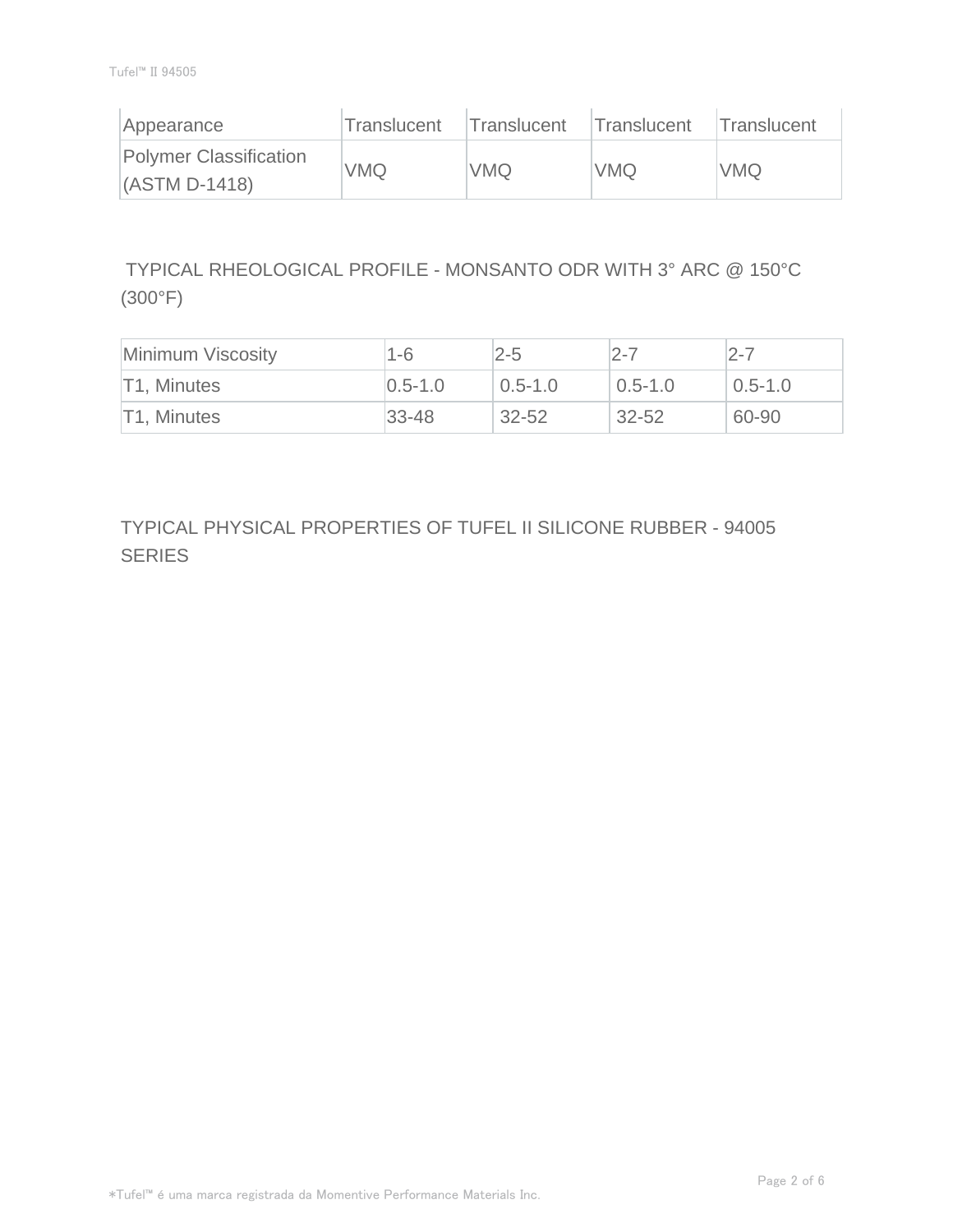| Appearance | Translucent | Translucent | Translucent | Translucent |
|---|---|---|---|---|
| Polymer Classification (ASTM D-1418) | VMQ | VMQ | VMQ | VMQ |

TYPICAL RHEOLOGICAL PROFILE - MONSANTO ODR WITH 3° ARC @ 150°C (300°F)

| Minimum Viscosity | 1-6 | 2-5 | 2-7 | 2-7 |
|---|---|---|---|---|
| T1, Minutes | 0.5-1.0 | 0.5-1.0 | 0.5-1.0 | 0.5-1.0 |
| T1, Minutes | 33-48 | 32-52 | 32-52 | 60-90 |

TYPICAL PHYSICAL PROPERTIES OF TUFEL II SILICONE RUBBER - 94005 SERIES

*Tufel™ é uma marca registrada da Momentive Performance Materials Inc.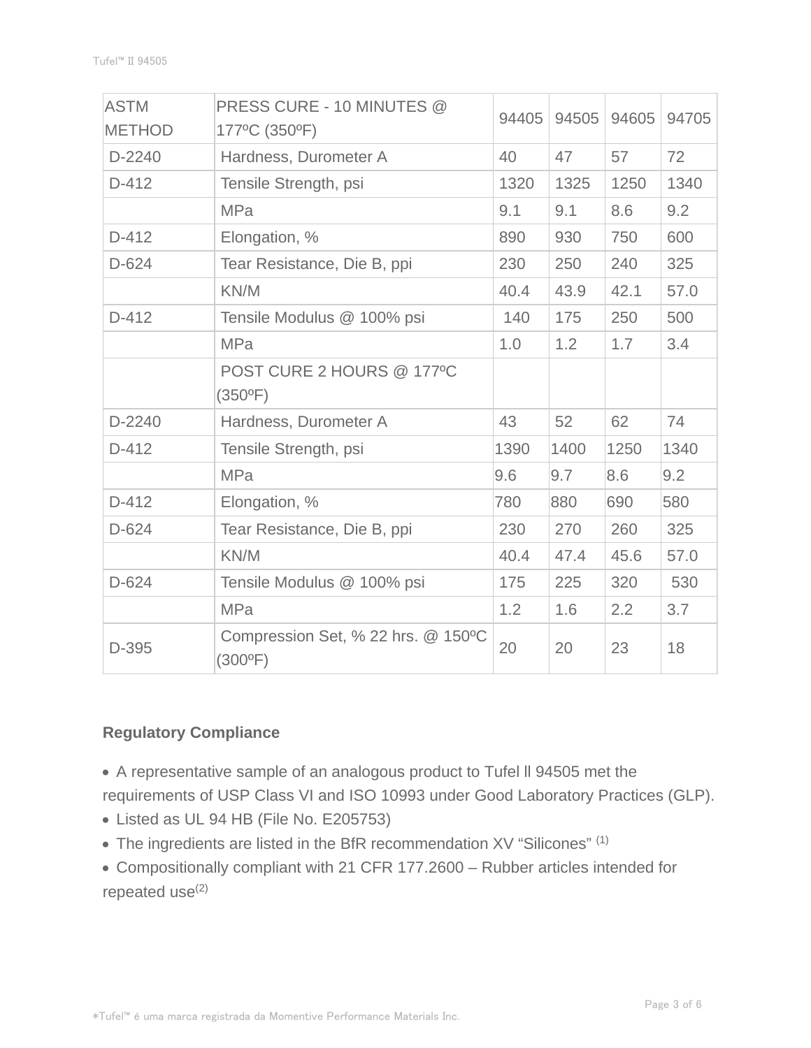| ASTM METHOD | PRESS CURE - 10 MINUTES @ 177ºC (350ºF) | 94405 | 94505 | 94605 | 94705 |
|---|---|---|---|---|---|
| D-2240 | Hardness, Durometer A | 40 | 47 | 57 | 72 |
| D-412 | Tensile Strength, psi | 1320 | 1325 | 1250 | 1340 |
| | MPa | 9.1 | 9.1 | 8.6 | 9.2 |
| D-412 | Elongation, % | 890 | 930 | 750 | 600 |
| D-624 | Tear Resistance, Die B, ppi | 230 | 250 | 240 | 325 |
| | KN/M | 40.4 | 43.9 | 42.1 | 57.0 |
| D-412 | Tensile Modulus @ 100% psi | 140 | 175 | 250 | 500 |
| | MPa | 1.0 | 1.2 | 1.7 | 3.4 |
| | POST CURE 2 HOURS @ 177ºC (350ºF) | | | | |
| D-2240 | Hardness, Durometer A | 43 | 52 | 62 | 74 |
| D-412 | Tensile Strength, psi | 1390 | 1400 | 1250 | 1340 |
| | MPa | 9.6 | 9.7 | 8.6 | 9.2 |
| D-412 | Elongation, % | 780 | 880 | 690 | 580 |
| D-624 | Tear Resistance, Die B, ppi | 230 | 270 | 260 | 325 |
| | KN/M | 40.4 | 47.4 | 45.6 | 57.0 |
| D-624 | Tensile Modulus @ 100% psi | 175 | 225 | 320 | 530 |
| | MPa | 1.2 | 1.6 | 2.2 | 3.7 |
| D-395 | Compression Set, % 22 hrs. @ 150ºC (300ºF) | 20 | 20 | 23 | 18 |

**Regulatory Compliance**

- A representative sample of an analogous product to Tufel ll 94505 met the requirements of USP Class VI and ISO 10993 under Good Laboratory Practices (GLP).
- Listed as UL 94 HB (File No. E205753)
- The ingredients are listed in the BfR recommendation XV "Silicones" (1)
- Compositionally compliant with 21 CFR 177.2600 – Rubber articles intended for repeated use(2)

*Tufel™ é uma marca registrada da Momentive Performance Materials Inc.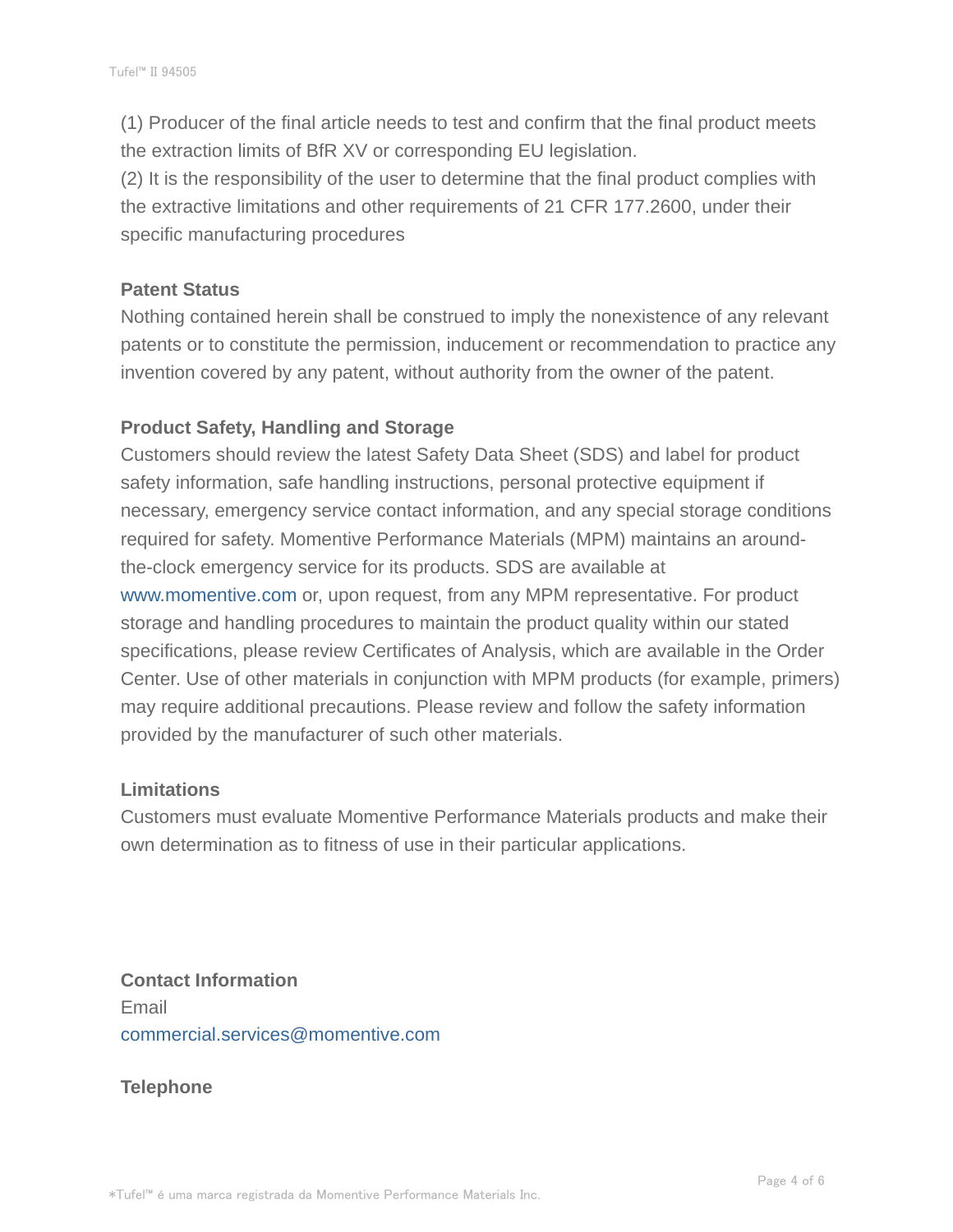(1) Producer of the final article needs to test and confirm that the final product meets the extraction limits of BfR XV or corresponding EU legislation.
(2) It is the responsibility of the user to determine that the final product complies with the extractive limitations and other requirements of 21 CFR 177.2600, under their specific manufacturing procedures

### Patent Status

Nothing contained herein shall be construed to imply the nonexistence of any relevant patents or to constitute the permission, inducement or recommendation to practice any invention covered by any patent, without authority from the owner of the patent.

### Product Safety, Handling and Storage

Customers should review the latest Safety Data Sheet (SDS) and label for product safety information, safe handling instructions, personal protective equipment if necessary, emergency service contact information, and any special storage conditions required for safety. Momentive Performance Materials (MPM) maintains an around-the-clock emergency service for its products. SDS are available at www.momentive.com or, upon request, from any MPM representative. For product storage and handling procedures to maintain the product quality within our stated specifications, please review Certificates of Analysis, which are available in the Order Center. Use of other materials in conjunction with MPM products (for example, primers) may require additional precautions. Please review and follow the safety information provided by the manufacturer of such other materials.

### Limitations

Customers must evaluate Momentive Performance Materials products and make their own determination as to fitness of use in their particular applications.

### Contact Information

Email
commercial.services@momentive.com

### Telephone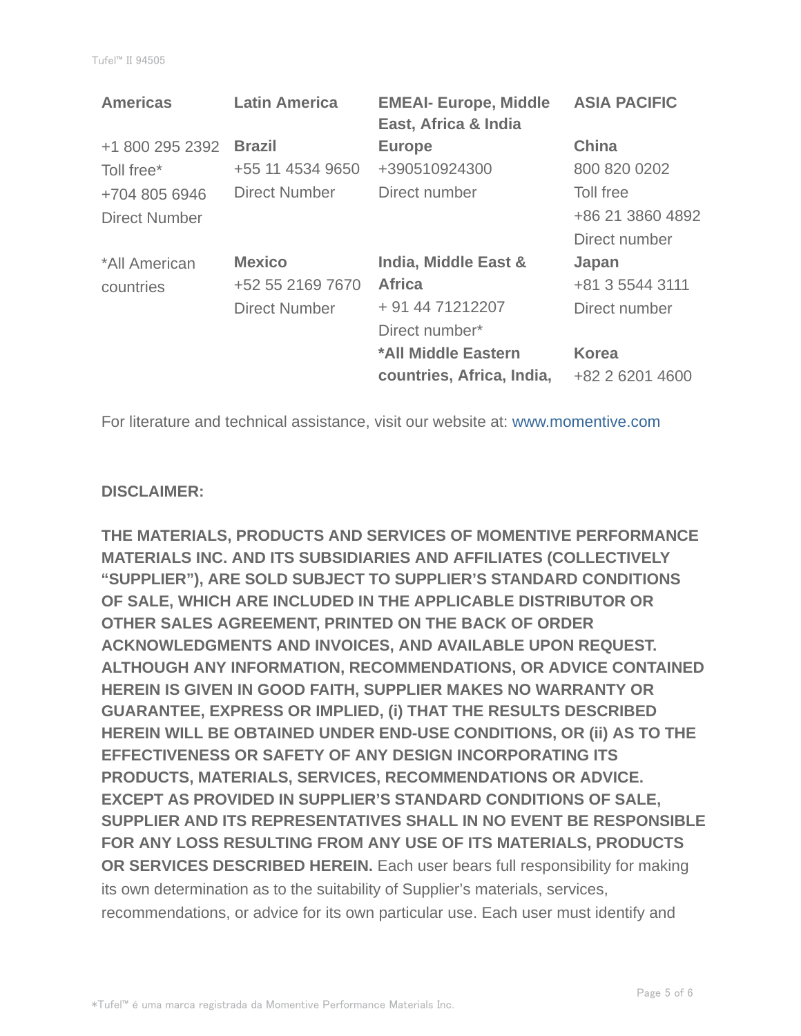| Americas | Latin America | EMEAI- Europe, Middle East, Africa & India | ASIA PACIFIC |
| --- | --- | --- | --- |
| +1 800 295 2392<br>Toll free*<br>+704 805 6946<br>Direct Number | **Brazil**<br>+55 11 4534 9650<br>Direct Number | **Europe**<br>+390510924300<br>Direct number | **China**<br>800 820 0202<br>Toll free<br>+86 21 3860 4892<br>Direct number |
| *All American countries | **Mexico**<br>+52 55 2169 7670<br>Direct Number | **India, Middle East & Africa**<br>+ 91 44 71212207<br>Direct number* | **Japan**<br>+81 3 5544 3111<br>Direct number |
| | | ***All Middle Eastern countries, Africa, India,** | **Korea**<br>+82 2 6201 4600 |

For literature and technical assistance, visit our website at: www.momentive.com

**DISCLAIMER:**

**THE MATERIALS, PRODUCTS AND SERVICES OF MOMENTIVE PERFORMANCE MATERIALS INC. AND ITS SUBSIDIARIES AND AFFILIATES (COLLECTIVELY "SUPPLIER"), ARE SOLD SUBJECT TO SUPPLIER'S STANDARD CONDITIONS OF SALE, WHICH ARE INCLUDED IN THE APPLICABLE DISTRIBUTOR OR OTHER SALES AGREEMENT, PRINTED ON THE BACK OF ORDER ACKNOWLEDGMENTS AND INVOICES, AND AVAILABLE UPON REQUEST. ALTHOUGH ANY INFORMATION, RECOMMENDATIONS, OR ADVICE CONTAINED HEREIN IS GIVEN IN GOOD FAITH, SUPPLIER MAKES NO WARRANTY OR GUARANTEE, EXPRESS OR IMPLIED, (i) THAT THE RESULTS DESCRIBED HEREIN WILL BE OBTAINED UNDER END-USE CONDITIONS, OR (ii) AS TO THE EFFECTIVENESS OR SAFETY OF ANY DESIGN INCORPORATING ITS PRODUCTS, MATERIALS, SERVICES, RECOMMENDATIONS OR ADVICE. EXCEPT AS PROVIDED IN SUPPLIER'S STANDARD CONDITIONS OF SALE, SUPPLIER AND ITS REPRESENTATIVES SHALL IN NO EVENT BE RESPONSIBLE FOR ANY LOSS RESULTING FROM ANY USE OF ITS MATERIALS, PRODUCTS OR SERVICES DESCRIBED HEREIN.** Each user bears full responsibility for making its own determination as to the suitability of Supplier's materials, services, recommendations, or advice for its own particular use. Each user must identify and

*Tufel™ é uma marca registrada da Momentive Performance Materials Inc.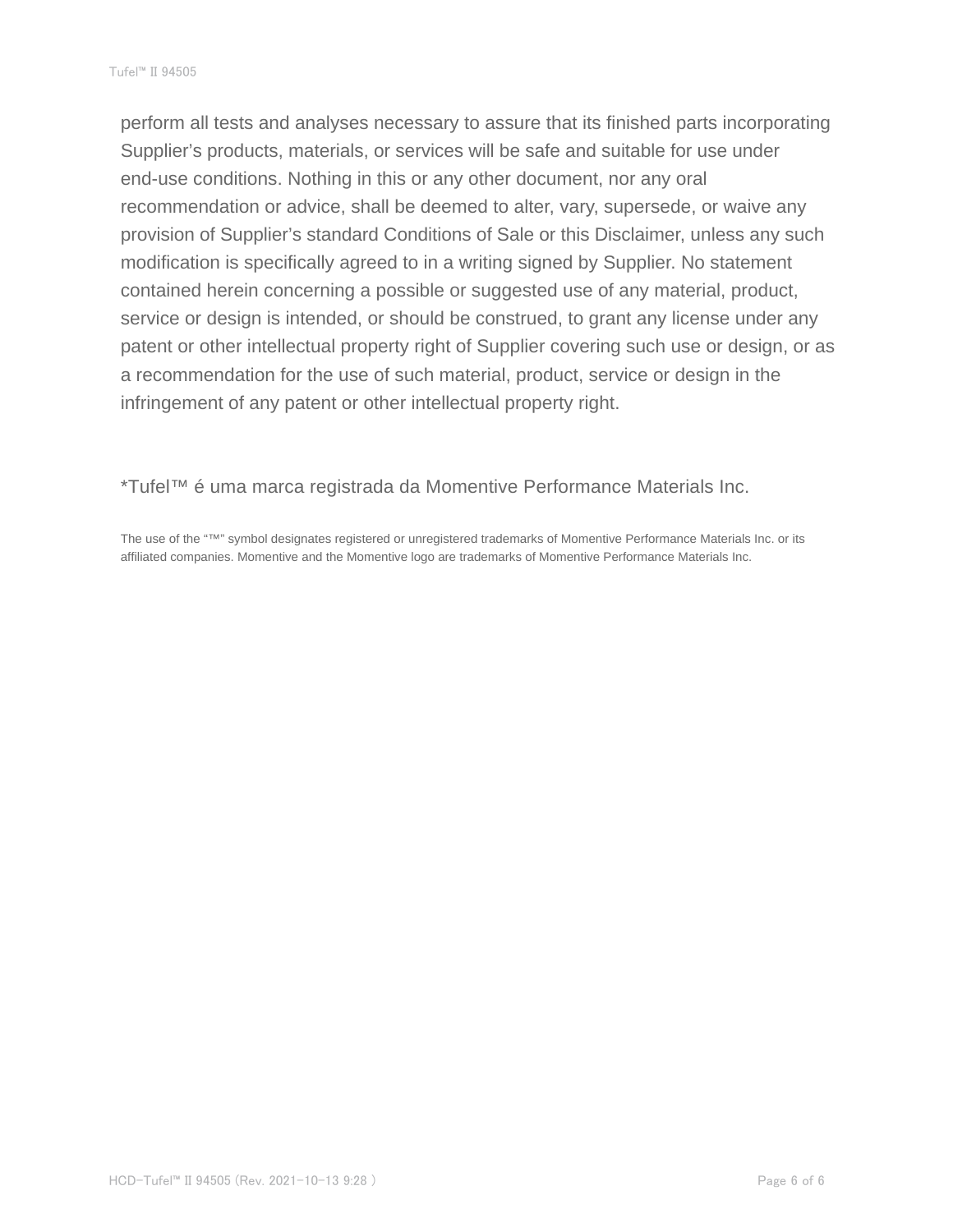perform all tests and analyses necessary to assure that its finished parts incorporating Supplier's products, materials, or services will be safe and suitable for use under end-use conditions. Nothing in this or any other document, nor any oral recommendation or advice, shall be deemed to alter, vary, supersede, or waive any provision of Supplier's standard Conditions of Sale or this Disclaimer, unless any such modification is specifically agreed to in a writing signed by Supplier. No statement contained herein concerning a possible or suggested use of any material, product, service or design is intended, or should be construed, to grant any license under any patent or other intellectual property right of Supplier covering such use or design, or as a recommendation for the use of such material, product, service or design in the infringement of any patent or other intellectual property right.

*Tufel™ é uma marca registrada da Momentive Performance Materials Inc.

The use of the "™" symbol designates registered or unregistered trademarks of Momentive Performance Materials Inc. or its affiliated companies. Momentive and the Momentive logo are trademarks of Momentive Performance Materials Inc.